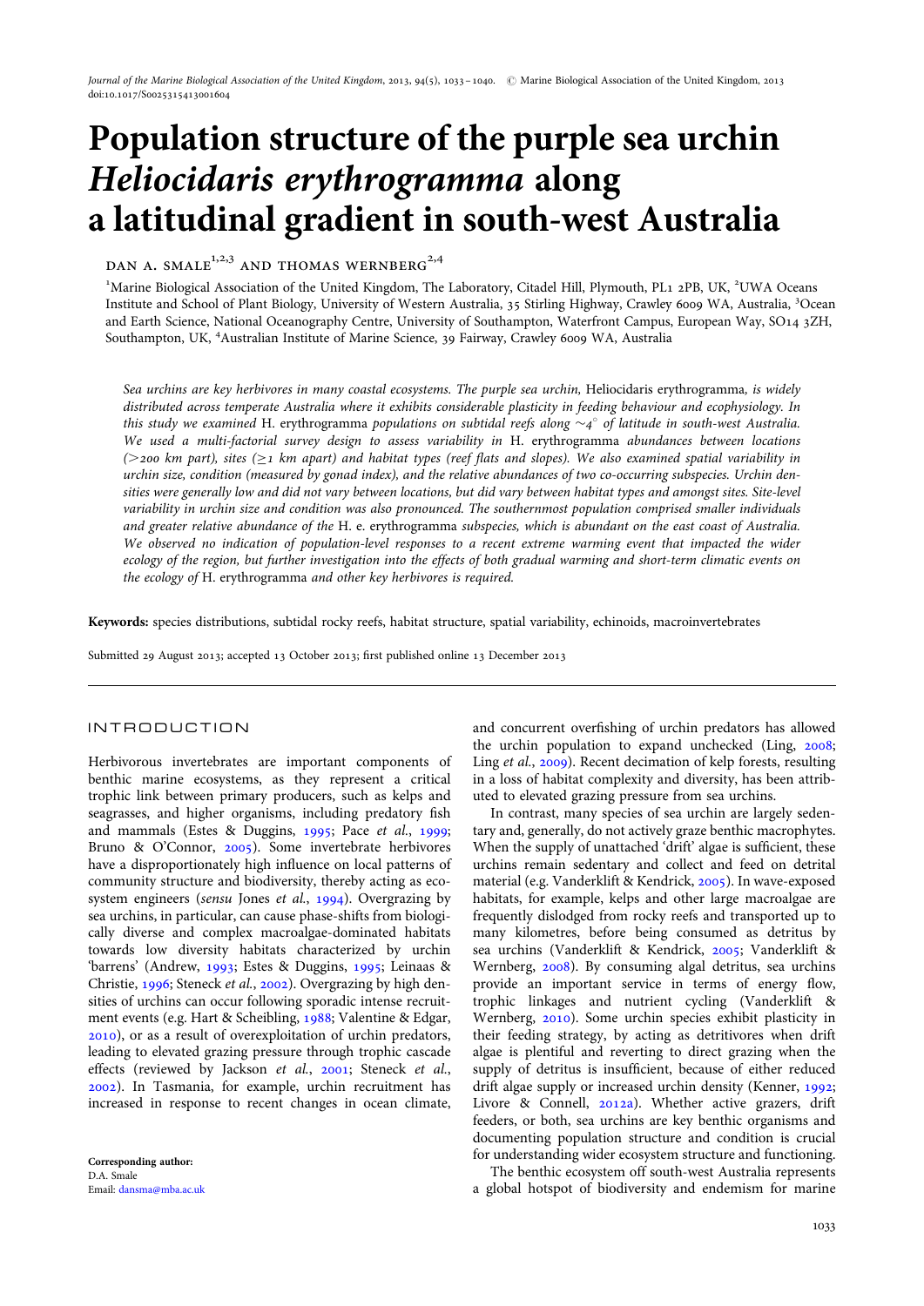# Population structure of the purple sea urchin *Heliocidaris erythrogramma* along a latitudinal gradient in south-west Australia

DAN A. SMALE[1,2,3] AND THOMAS WERNBERG[2,4]

[1]Marine Biological Association of the United Kingdom, The Laboratory, Citadel Hill, Plymouth, PL1 2PB, UK, [2]UWA Oceans Institute and School of Plant Biology, University of Western Australia, 35 Stirling Highway, Crawley 6009 WA, Australia, [3]Ocean and Earth Science, National Oceanography Centre, University of Southampton, Waterfront Campus, European Way, SO14 3ZH, Southampton, UK, [4]Australian Institute of Marine Science, 39 Fairway, Crawley 6009 WA, Australia

*Sea urchins are key herbivores in many coastal ecosystems. The purple sea urchin,* Heliocidaris erythrogramma*, is widely distributed across temperate Australia where it exhibits considerable plasticity in feeding behaviour and ecophysiology. In this study we examined* H. erythrogramma *populations on subtidal reefs along ~4° of latitude in south-west Australia. We used a multi-factorial survey design to assess variability in* H. erythrogramma *abundances between locations (>200 km part), sites (≥1 km apart) and habitat types (reef flats and slopes). We also examined spatial variability in urchin size, condition (measured by gonad index), and the relative abundances of two co-occurring subspecies. Urchin densities were generally low and did not vary between locations, but did vary between habitat types and amongst sites. Site-level variability in urchin size and condition was also pronounced. The southernmost population comprised smaller individuals and greater relative abundance of the* H. e. erythrogramma *subspecies, which is abundant on the east coast of Australia. We observed no indication of population-level responses to a recent extreme warming event that impacted the wider ecology of the region, but further investigation into the effects of both gradual warming and short-term climatic events on the ecology of* H. erythrogramma *and other key herbivores is required.*

**Keywords:** species distributions, subtidal rocky reefs, habitat structure, spatial variability, echinoids, macroinvertebrates

Submitted 29 August 2013; accepted 13 October 2013; first published online 13 December 2013

## INTRODUCTION

Herbivorous invertebrates are important components of benthic marine ecosystems, as they represent a critical trophic link between primary producers, such as kelps and seagrasses, and higher organisms, including predatory fish and mammals (Estes & Duggins, 1995; Pace *et al.*, 1999; Bruno & O'Connor, 2005). Some invertebrate herbivores have a disproportionately high influence on local patterns of community structure and biodiversity, thereby acting as ecosystem engineers (*sensu* Jones *et al.*, 1994). Overgrazing by sea urchins, in particular, can cause phase-shifts from biologically diverse and complex macroalgae-dominated habitats towards low diversity habitats characterized by urchin 'barrens' (Andrew, 1993; Estes & Duggins, 1995; Leinaas & Christie, 1996; Steneck *et al.*, 2002). Overgrazing by high densities of urchins can occur following sporadic intense recruitment events (e.g. Hart & Scheibling, 1988; Valentine & Edgar, 2010), or as a result of overexploitation of urchin predators, leading to elevated grazing pressure through trophic cascade effects (reviewed by Jackson *et al.*, 2001; Steneck *et al.*, 2002). In Tasmania, for example, urchin recruitment has increased in response to recent changes in ocean climate, and concurrent overfishing of urchin predators has allowed the urchin population to expand unchecked (Ling, 2008; Ling *et al.*, 2009). Recent decimation of kelp forests, resulting in a loss of habitat complexity and diversity, has been attributed to elevated grazing pressure from sea urchins.

In contrast, many species of sea urchin are largely sedentary and, generally, do not actively graze benthic macrophytes. When the supply of unattached 'drift' algae is sufficient, these urchins remain sedentary and collect and feed on detrital material (e.g. Vanderklift & Kendrick, 2005). In wave-exposed habitats, for example, kelps and other large macroalgae are frequently dislodged from rocky reefs and transported up to many kilometres, before being consumed as detritus by sea urchins (Vanderklift & Kendrick, 2005; Vanderklift & Wernberg, 2008). By consuming algal detritus, sea urchins provide an important service in terms of energy flow, trophic linkages and nutrient cycling (Vanderklift & Wernberg, 2010). Some urchin species exhibit plasticity in their feeding strategy, by acting as detritivores when drift algae is plentiful and reverting to direct grazing when the supply of detritus is insufficient, because of either reduced drift algae supply or increased urchin density (Kenner, 1992; Livore & Connell, 2012a). Whether active grazers, drift feeders, or both, sea urchins are key benthic organisms and documenting population structure and condition is crucial for understanding wider ecosystem structure and functioning.

The benthic ecosystem off south-west Australia represents a global hotspot of biodiversity and endemism for marine

**Corresponding author:**
D.A. Smale
Email: dansma@mba.ac.uk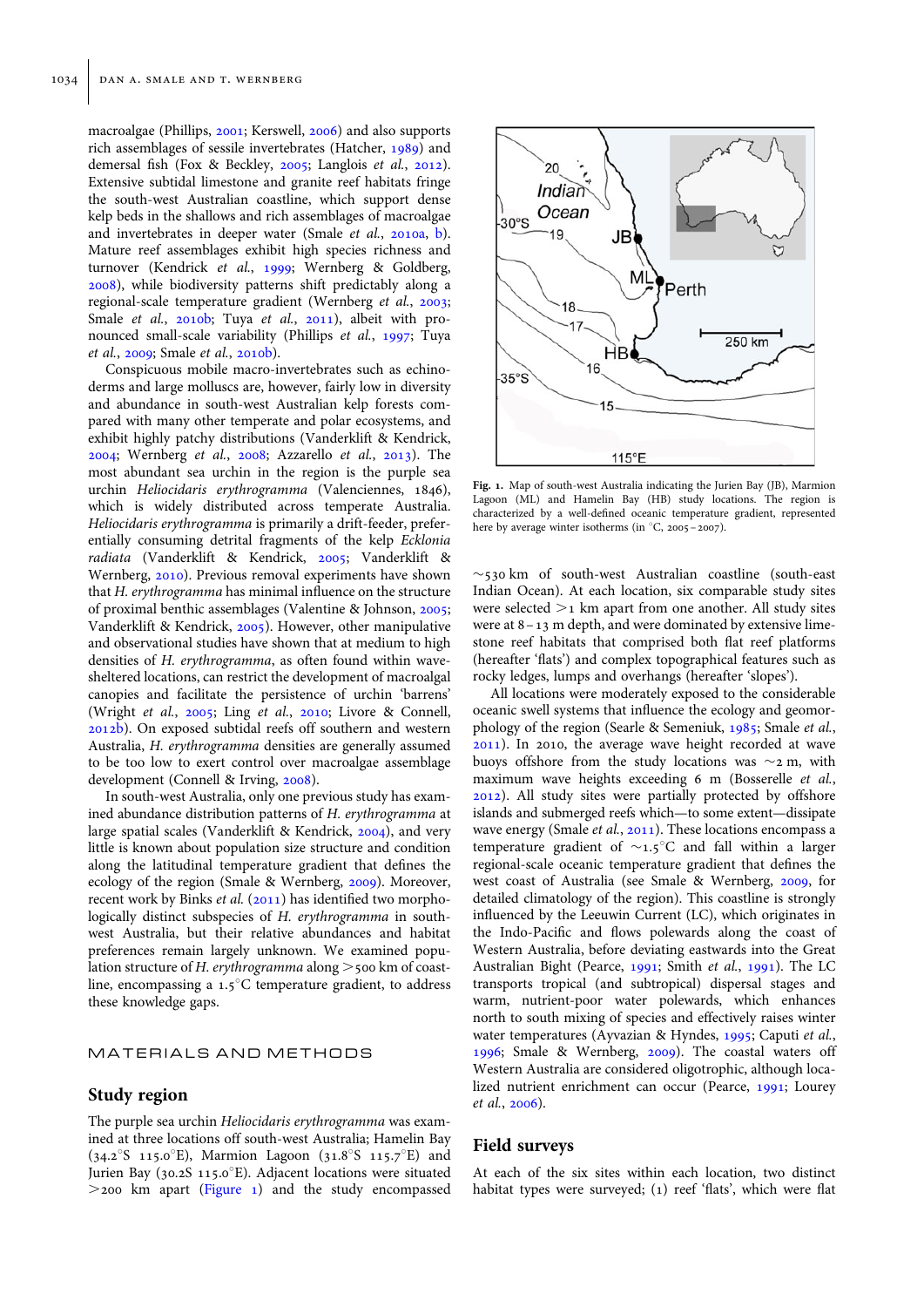macroalgae (Phillips, 2001; Kerswell, 2006) and also supports rich assemblages of sessile invertebrates (Hatcher, 1989) and demersal fish (Fox & Beckley, 2005; Langlois *et al.*, 2012). Extensive subtidal limestone and granite reef habitats fringe the south-west Australian coastline, which support dense kelp beds in the shallows and rich assemblages of macroalgae and invertebrates in deeper water (Smale *et al.*, 2010a, b). Mature reef assemblages exhibit high species richness and turnover (Kendrick *et al.*, 1999; Wernberg & Goldberg, 2008), while biodiversity patterns shift predictably along a regional-scale temperature gradient (Wernberg *et al.*, 2003; Smale *et al.*, 2010b; Tuya *et al.*, 2011), albeit with pronounced small-scale variability (Phillips *et al.*, 1997; Tuya *et al.*, 2009; Smale *et al.*, 2010b).

Conspicuous mobile macro-invertebrates such as echinoderms and large molluscs are, however, fairly low in diversity and abundance in south-west Australian kelp forests compared with many other temperate and polar ecosystems, and exhibit highly patchy distributions (Vanderklift & Kendrick, 2004; Wernberg *et al.*, 2008; Azzarello *et al.*, 2013). The most abundant sea urchin in the region is the purple sea urchin *Heliocidaris erythrogramma* (Valenciennes, 1846), which is widely distributed across temperate Australia. *Heliocidaris erythrogramma* is primarily a drift-feeder, preferentially consuming detrital fragments of the kelp *Ecklonia radiata* (Vanderklift & Kendrick, 2005; Vanderklift & Wernberg, 2010). Previous removal experiments have shown that *H. erythrogramma* has minimal influence on the structure of proximal benthic assemblages (Valentine & Johnson, 2005; Vanderklift & Kendrick, 2005). However, other manipulative and observational studies have shown that at medium to high densities of *H. erythrogramma*, as often found within wave-sheltered locations, can restrict the development of macroalgal canopies and facilitate the persistence of urchin 'barrens' (Wright *et al.*, 2005; Ling *et al.*, 2010; Livore & Connell, 2012b). On exposed subtidal reefs off southern and western Australia, *H. erythrogramma* densities are generally assumed to be too low to exert control over macroalgae assemblage development (Connell & Irving, 2008).

In south-west Australia, only one previous study has examined abundance distribution patterns of *H. erythrogramma* at large spatial scales (Vanderklift & Kendrick, 2004), and very little is known about population size structure and condition along the latitudinal temperature gradient that defines the ecology of the region (Smale & Wernberg, 2009). Moreover, recent work by Binks *et al.* (2011) has identified two morphologically distinct subspecies of *H. erythrogramma* in south-west Australia, but their relative abundances and habitat preferences remain largely unknown. We examined population structure of *H. erythrogramma* along >500 km of coastline, encompassing a 1.5°C temperature gradient, to address these knowledge gaps.

# MATERIALS AND METHODS

## Study region

The purple sea urchin *Heliocidaris erythrogramma* was examined at three locations off south-west Australia; Hamelin Bay (34.2°S 115.0°E), Marmion Lagoon (31.8°S 115.7°E) and Jurien Bay (30.2S 115.0°E). Adjacent locations were situated >200 km apart (Figure 1) and the study encompassed ~530 km of south-west Australian coastline (south-east Indian Ocean). At each location, six comparable study sites were selected >1 km apart from one another. All study sites were at 8–13 m depth, and were dominated by extensive limestone reef habitats that comprised both flat reef platforms (hereafter 'flats') and complex topographical features such as rocky ledges, lumps and overhangs (hereafter 'slopes').

Fig. 1. Map of south-west Australia indicating the Jurien Bay (JB), Marmion Lagoon (ML) and Hamelin Bay (HB) study locations. The region is characterized by a well-defined oceanic temperature gradient, represented here by average winter isotherms (in °C, 2005–2007).

All locations were moderately exposed to the considerable oceanic swell systems that influence the ecology and geomorphology of the region (Searle & Semeniuk, 1985; Smale *et al.*, 2011). In 2010, the average wave height recorded at wave buoys offshore from the study locations was ~2 m, with maximum wave heights exceeding 6 m (Bosserelle *et al.*, 2012). All study sites were partially protected by offshore islands and submerged reefs which—to some extent—dissipate wave energy (Smale *et al.*, 2011). These locations encompass a temperature gradient of ~1.5°C and fall within a larger regional-scale oceanic temperature gradient that defines the west coast of Australia (see Smale & Wernberg, 2009, for detailed climatology of the region). This coastline is strongly influenced by the Leeuwin Current (LC), which originates in the Indo-Pacific and flows polewards along the coast of Western Australia, before deviating eastwards into the Great Australian Bight (Pearce, 1991; Smith *et al.*, 1991). The LC transports tropical (and subtropical) dispersal stages and warm, nutrient-poor water polewards, which enhances north to south mixing of species and effectively raises winter water temperatures (Ayvazian & Hyndes, 1995; Caputi *et al.*, 1996; Smale & Wernberg, 2009). The coastal waters off Western Australia are considered oligotrophic, although localized nutrient enrichment can occur (Pearce, 1991; Lourey *et al.*, 2006).

## Field surveys

At each of the six sites within each location, two distinct habitat types were surveyed; (1) reef 'flats', which were flat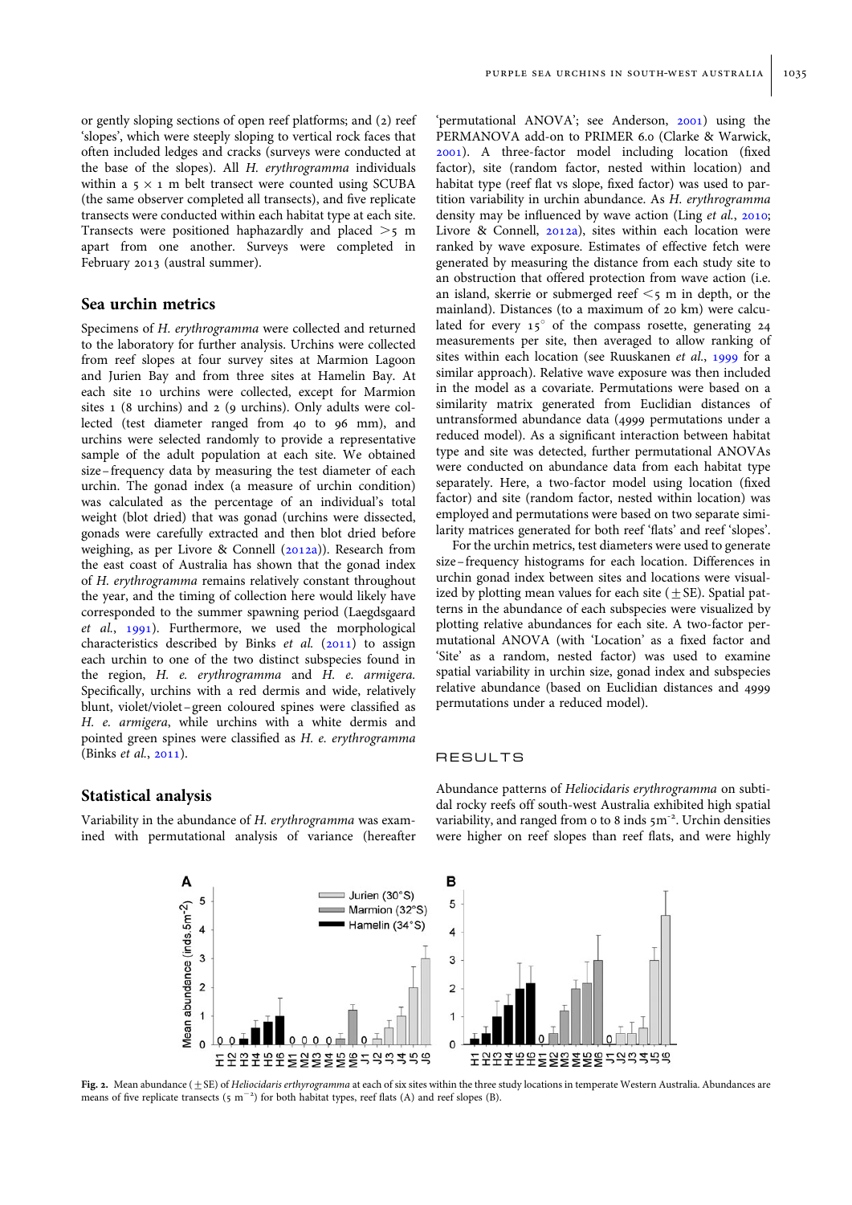or gently sloping sections of open reef platforms; and (2) reef 'slopes', which were steeply sloping to vertical rock faces that often included ledges and cracks (surveys were conducted at the base of the slopes). All *H. erythrogramma* individuals within a $5 \times 1$ m belt transect were counted using SCUBA (the same observer completed all transects), and five replicate transects were conducted within each habitat type at each site. Transects were positioned haphazardly and placed >5 m apart from one another. Surveys were completed in February 2013 (austral summer).

## Sea urchin metrics

Specimens of *H. erythrogramma* were collected and returned to the laboratory for further analysis. Urchins were collected from reef slopes at four survey sites at Marmion Lagoon and Jurien Bay and from three sites at Hamelin Bay. At each site 10 urchins were collected, except for Marmion sites 1 (8 urchins) and 2 (9 urchins). Only adults were collected (test diameter ranged from 40 to 96 mm), and urchins were selected randomly to provide a representative sample of the adult population at each site. We obtained size–frequency data by measuring the test diameter of each urchin. The gonad index (a measure of urchin condition) was calculated as the percentage of an individual's total weight (blot dried) that was gonad (urchins were dissected, gonads were carefully extracted and then blot dried before weighing, as per Livore & Connell (2012a)). Research from the east coast of Australia has shown that the gonad index of *H. erythrogramma* remains relatively constant throughout the year, and the timing of collection here would likely have corresponded to the summer spawning period (Laegdsgaard *et al.*, 1991). Furthermore, we used the morphological characteristics described by Binks *et al.* (2011) to assign each urchin to one of the two distinct subspecies found in the region, *H. e. erythrogramma* and *H. e. armigera*. Specifically, urchins with a red dermis and wide, relatively blunt, violet/violet–green coloured spines were classified as *H. e. armigera*, while urchins with a white dermis and pointed green spines were classified as *H. e. erythrogramma* (Binks *et al.*, 2011).

## Statistical analysis

Variability in the abundance of *H. erythrogramma* was examined with permutational analysis of variance (hereafter 'permutational ANOVA'; see Anderson, 2001) using the PERMANOVA add-on to PRIMER 6.0 (Clarke & Warwick, 2001). A three-factor model including location (fixed factor), site (random factor, nested within location) and habitat type (reef flat vs slope, fixed factor) was used to partition variability in urchin abundance. As *H. erythrogramma* density may be influenced by wave action (Ling *et al.*, 2010; Livore & Connell, 2012a), sites within each location were ranked by wave exposure. Estimates of effective fetch were generated by measuring the distance from each study site to an obstruction that offered protection from wave action (i.e. an island, skerrie or submerged reef <5 m in depth, or the mainland). Distances (to a maximum of 20 km) were calculated for every 15° of the compass rosette, generating 24 measurements per site, then averaged to allow ranking of sites within each location (see Ruuskanen *et al.*, 1999 for a similar approach). Relative wave exposure was then included in the model as a covariate. Permutations were based on a similarity matrix generated from Euclidian distances of untransformed abundance data (4999 permutations under a reduced model). As a significant interaction between habitat type and site was detected, further permutational ANOVAs were conducted on abundance data from each habitat type separately. Here, a two-factor model using location (fixed factor) and site (random factor, nested within location) was employed and permutations were based on two separate similarity matrices generated for both reef 'flats' and reef 'slopes'.

For the urchin metrics, test diameters were used to generate size–frequency histograms for each location. Differences in urchin gonad index between sites and locations were visualized by plotting mean values for each site (±SE). Spatial patterns in the abundance of each subspecies were visualized by plotting relative abundances for each site. A two-factor permutational ANOVA (with 'Location' as a fixed factor and 'Site' as a random, nested factor) was used to examine spatial variability in urchin size, gonad index and subspecies relative abundance (based on Euclidian distances and 4999 permutations under a reduced model).

# RESULTS

Abundance patterns of *Heliocidaris erythrogramma* on subtidal rocky reefs off south-west Australia exhibited high spatial variability, and ranged from 0 to 8 inds $5m^{-2}$. Urchin densities were higher on reef slopes than reef flats, and were highly

Fig. 2. Mean abundance (±SE) of *Heliocidaris erthyrogramma* at each of six sites within the three study locations in temperate Western Australia. Abundances are means of five replicate transects ($5 \text{ m}^{-2}$) for both habitat types, reef flats (A) and reef slopes (B).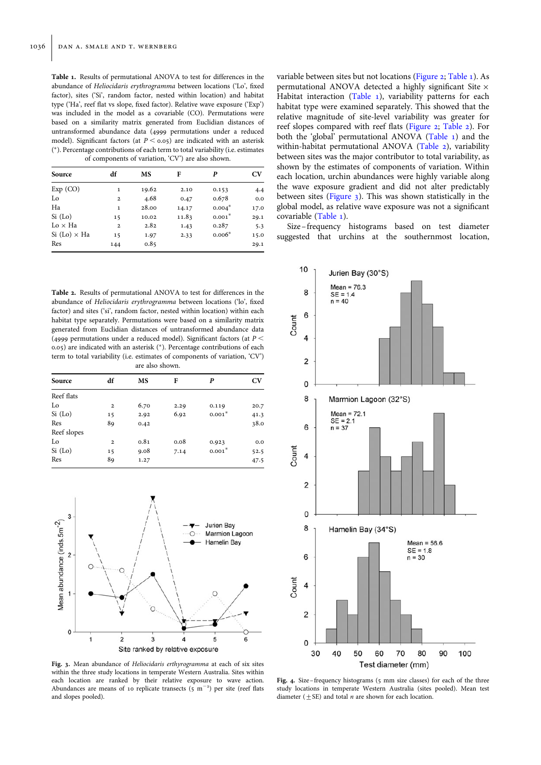**Table 1.** Results of permutational ANOVA to test for differences in the abundance of *Heliocidaris erythrogramma* between locations ('Lo', fixed factor), sites ('Si', random factor, nested within location) and habitat type ('Ha', reef flat vs slope, fixed factor). Relative wave exposure ('Exp') was included in the model as a covariable (CO). Permutations were based on a similarity matrix generated from Euclidian distances of untransformed abundance data (4999 permutations under a reduced model). Significant factors (at $P < 0.05$) are indicated with an asterisk (*). Percentage contributions of each term to total variability (i.e. estimates of components of variation, 'CV') are also shown.

| Source | df | MS | F | P | CV |
|---|---|---|---|---|---|
| Exp (CO) | 1 | 19.62 | 2.10 | 0.153 | 4.4 |
| Lo | 2 | 4.68 | 0.47 | 0.678 | 0.0 |
| Ha | 1 | 28.00 | 14.17 | 0.004* | 17.0 |
| Si (Lo) | 15 | 10.02 | 11.83 | 0.001* | 29.1 |
| Lo × Ha | 2 | 2.82 | 1.43 | 0.287 | 5.3 |
| Si (Lo) × Ha | 15 | 1.97 | 2.33 | 0.006* | 15.0 |
| Res | 144 | 0.85 | | | 29.1 |

**Table 2.** Results of permutational ANOVA to test for differences in the abundance of *Heliocidaris erythrogramma* between locations ('lo', fixed factor) and sites ('si', random factor, nested within location) within each habitat type separately. Permutations were based on a similarity matrix generated from Euclidian distances of untransformed abundance data (4999 permutations under a reduced model). Significant factors (at $P < 0.05$) are indicated with an asterisk (*). Percentage contributions of each term to total variability (i.e. estimates of components of variation, 'CV') are also shown.

| Source | df | MS | F | P | CV |
|---|---|---|---|---|---|
| Reef flats | | | | | |
| Lo | 2 | 6.70 | 2.29 | 0.119 | 20.7 |
| Si (Lo) | 15 | 2.92 | 6.92 | 0.001* | 41.3 |
| Res | 89 | 0.42 | | | 38.0 |
| Reef slopes | | | | | |
| Lo | 2 | 0.81 | 0.08 | 0.923 | 0.0 |
| Si (Lo) | 15 | 9.08 | 7.14 | 0.001* | 52.5 |
| Res | 89 | 1.27 | | | 47.5 |

**Fig. 3.** Mean abundance of *Heliocidaris erthyrogramma* at each of six sites within the three study locations in temperate Western Australia. Sites within each location are ranked by their relative exposure to wave action. Abundances are means of 10 replicate transects (5 m$^{-2}$) per site (reef flats and slopes pooled).

variable between sites but not locations (Figure 2; Table 1). As permutational ANOVA detected a highly significant Site × Habitat interaction (Table 1), variability patterns for each habitat type were examined separately. This showed that the relative magnitude of site-level variability was greater for reef slopes compared with reef flats (Figure 2; Table 2). For both the 'global' permutational ANOVA (Table 1) and the within-habitat permutational ANOVA (Table 2), variability between sites was the major contributor to total variability, as shown by the estimates of components of variation. Within each location, urchin abundances were highly variable along the wave exposure gradient and did not alter predictably between sites (Figure 3). This was shown statistically in the global model, as relative wave exposure was not a significant covariable (Table 1).

Size–frequency histograms based on test diameter suggested that urchins at the southernmost location,

**Fig. 4.** Size–frequency histograms (5 mm size classes) for each of the three study locations in temperate Western Australia (sites pooled). Mean test diameter (±SE) and total n are shown for each location.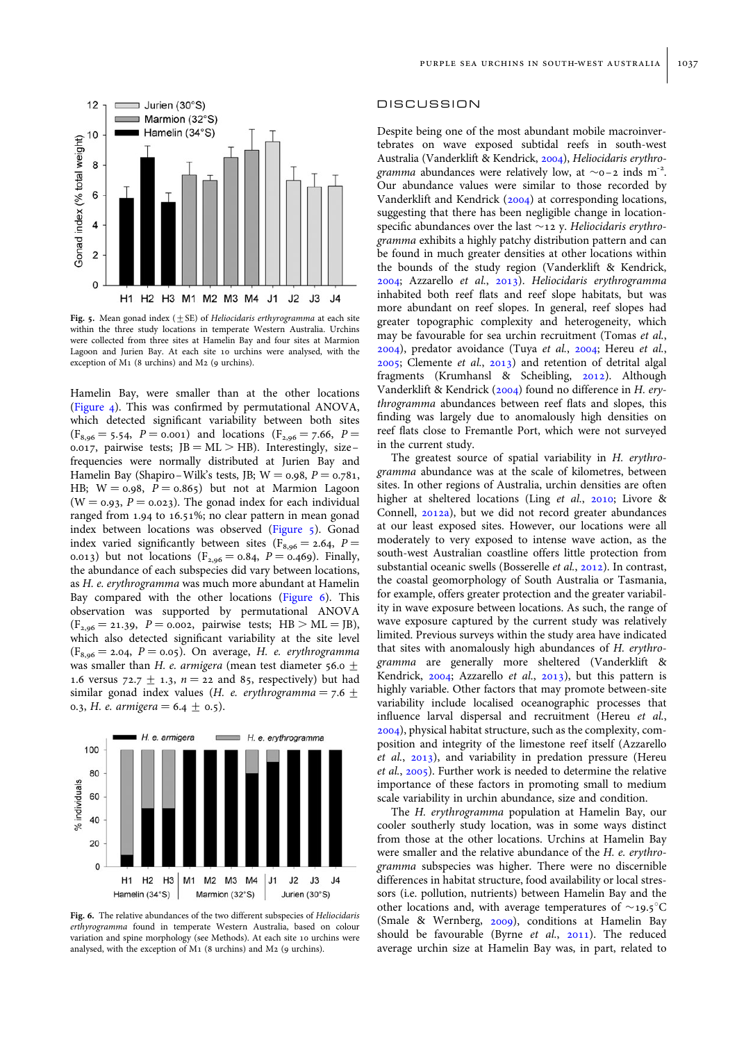Fig. 5. Mean gonad index (±SE) of *Heliocidaris erthyrogramma* at each site within the three study locations in temperate Western Australia. Urchins were collected from three sites at Hamelin Bay and four sites at Marmion Lagoon and Jurien Bay. At each site 10 urchins were analysed, with the exception of M1 (8 urchins) and M2 (9 urchins).

Hamelin Bay, were smaller than at the other locations (Figure 4). This was confirmed by permutational ANOVA, which detected significant variability between both sites ($F_{8,96} = 5.54$, $P = 0.001$) and locations ($F_{2,96} = 7.66$, $P = 0.017$, pairwise tests; JB = ML > HB). Interestingly, size–frequencies were normally distributed at Jurien Bay and Hamelin Bay (Shapiro–Wilk's tests, JB; $W = 0.98$, $P = 0.781$, HB; $W = 0.98$, $P = 0.865$) but not at Marmion Lagoon ($W = 0.93$, $P = 0.023$). The gonad index for each individual ranged from 1.94 to 16.51%; no clear pattern in mean gonad index between locations was observed (Figure 5). Gonad index varied significantly between sites ($F_{8,96} = 2.64$, $P = 0.013$) but not locations ($F_{2,96} = 0.84$, $P = 0.469$). Finally, the abundance of each subspecies did vary between locations, as *H. e. erythrogramma* was much more abundant at Hamelin Bay compared with the other locations (Figure 6). This observation was supported by permutational ANOVA ($F_{2,96} = 21.39$, $P = 0.002$, pairwise tests; HB > ML = JB), which also detected significant variability at the site level ($F_{8,96} = 2.04$, $P = 0.05$). On average, *H. e. erythrogramma* was smaller than *H. e. armigera* (mean test diameter 56.0 ± 1.6 versus 72.7 ± 1.3, $n = 22$ and 85, respectively) but had similar gonad index values (*H. e. erythrogramma* = 7.6 ± 0.3, *H. e. armigera* = 6.4 ± 0.5).

Fig. 6. The relative abundances of the two different subspecies of *Heliocidaris erthyrogramma* found in temperate Western Australia, based on colour variation and spine morphology (see Methods). At each site 10 urchins were analysed, with the exception of M1 (8 urchins) and M2 (9 urchins).

# DISCUSSION

Despite being one of the most abundant mobile macroinvertebrates on wave exposed subtidal reefs in south-west Australia (Vanderklift & Kendrick, 2004), *Heliocidaris erythrogramma* abundances were relatively low, at ~0–2 inds $m^{-2}$. Our abundance values were similar to those recorded by Vanderklift and Kendrick (2004) at corresponding locations, suggesting that there has been negligible change in location-specific abundances over the last ~12 y. *Heliocidaris erythrogramma* exhibits a highly patchy distribution pattern and can be found in much greater densities at other locations within the bounds of the study region (Vanderklift & Kendrick, 2004; Azzarello *et al.*, 2013). *Heliocidaris erythrogramma* inhabited both reef flats and reef slope habitats, but was more abundant on reef slopes. In general, reef slopes had greater topographic complexity and heterogeneity, which may be favourable for sea urchin recruitment (Tomas *et al.*, 2004), predator avoidance (Tuya *et al.*, 2004; Hereu *et al.*, 2005; Clemente *et al.*, 2013) and retention of detrital algal fragments (Krumhansl & Scheibling, 2012). Although Vanderklift & Kendrick (2004) found no difference in *H. erythrogramma* abundances between reef flats and slopes, this finding was largely due to anomalously high densities on reef flats close to Fremantle Port, which were not surveyed in the current study.

The greatest source of spatial variability in *H. erythrogramma* abundance was at the scale of kilometres, between sites. In other regions of Australia, urchin densities are often higher at sheltered locations (Ling *et al.*, 2010; Livore & Connell, 2012a), but we did not record greater abundances at our least exposed sites. However, our locations were all moderately to very exposed to intense wave action, as the south-west Australian coastline offers little protection from substantial oceanic swells (Bosserelle *et al.*, 2012). In contrast, the coastal geomorphology of South Australia or Tasmania, for example, offers greater protection and the greater variability in wave exposure between locations. As such, the range of wave exposure captured by the current study was relatively limited. Previous surveys within the study area have indicated that sites with anomalously high abundances of *H. erythrogramma* are generally more sheltered (Vanderklift & Kendrick, 2004; Azzarello *et al.*, 2013), but this pattern is highly variable. Other factors that may promote between-site variability include localised oceanographic processes that influence larval dispersal and recruitment (Hereu *et al.*, 2004), physical habitat structure, such as the complexity, composition and integrity of the limestone reef itself (Azzarello *et al.*, 2013), and variability in predation pressure (Hereu *et al.*, 2005). Further work is needed to determine the relative importance of these factors in promoting small to medium scale variability in urchin abundance, size and condition.

The *H. erythrogramma* population at Hamelin Bay, our cooler southerly study location, was in some ways distinct from those at the other locations. Urchins at Hamelin Bay were smaller and the relative abundance of the *H. e. erythrogramma* subspecies was higher. There were no discernible differences in habitat structure, food availability or local stressors (i.e. pollution, nutrients) between Hamelin Bay and the other locations and, with average temperatures of ~19.5°C (Smale & Wernberg, 2009), conditions at Hamelin Bay should be favourable (Byrne *et al.*, 2011). The reduced average urchin size at Hamelin Bay was, in part, related to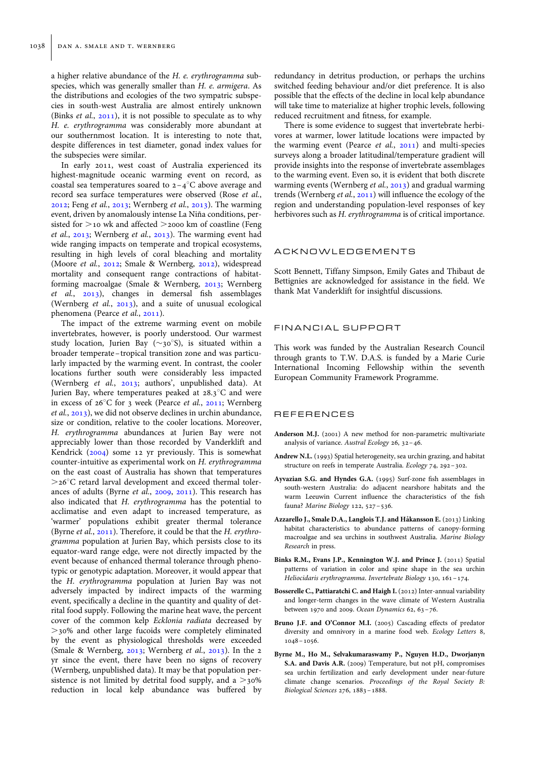a higher relative abundance of the *H. e. erythrogramma* subspecies, which was generally smaller than *H. e. armigera*. As the distributions and ecologies of the two sympatric subspecies in south-west Australia are almost entirely unknown (Binks *et al.*, 2011), it is not possible to speculate as to why *H. e. erythrogramma* was considerably more abundant at our southernmost location. It is interesting to note that, despite differences in test diameter, gonad index values for the subspecies were similar.

In early 2011, west coast of Australia experienced its highest-magnitude oceanic warming event on record, as coastal sea temperatures soared to 2–4°C above average and record sea surface temperatures were observed (Rose *et al.*, 2012; Feng *et al.*, 2013; Wernberg *et al.*, 2013). The warming event, driven by anomalously intense La Niña conditions, persisted for >10 wk and affected >2000 km of coastline (Feng *et al.*, 2013; Wernberg *et al.*, 2013). The warming event had wide ranging impacts on temperate and tropical ecosystems, resulting in high levels of coral bleaching and mortality (Moore *et al.*, 2012; Smale & Wernberg, 2012), widespread mortality and consequent range contractions of habitat-forming macroalgae (Smale & Wernberg, 2013; Wernberg *et al.*, 2013), changes in demersal fish assemblages (Wernberg *et al.*, 2013), and a suite of unusual ecological phenomena (Pearce *et al.*, 2011).

The impact of the extreme warming event on mobile invertebrates, however, is poorly understood. Our warmest study location, Jurien Bay (~30°S), is situated within a broader temperate–tropical transition zone and was particularly impacted by the warming event. In contrast, the cooler locations further south were considerably less impacted (Wernberg *et al.*, 2013; authors', unpublished data). At Jurien Bay, where temperatures peaked at 28.3°C and were in excess of 26°C for 3 week (Pearce *et al.*, 2011; Wernberg *et al.*, 2013), we did not observe declines in urchin abundance, size or condition, relative to the cooler locations. Moreover, *H. erythrogramma* abundances at Jurien Bay were not appreciably lower than those recorded by Vanderklift and Kendrick (2004) some 12 yr previously. This is somewhat counter-intuitive as experimental work on *H. erythrogramma* on the east coast of Australia has shown that temperatures >26°C retard larval development and exceed thermal tolerances of adults (Byrne *et al.*, 2009, 2011). This research has also indicated that *H. erythrogramma* has the potential to acclimatise and even adapt to increased temperature, as 'warmer' populations exhibit greater thermal tolerance (Byrne *et al.*, 2011). Therefore, it could be that the *H. erythrogramma* population at Jurien Bay, which persists close to its equator-ward range edge, were not directly impacted by the event because of enhanced thermal tolerance through phenotypic or genotypic adaptation. Moreover, it would appear that the *H. erythrogramma* population at Jurien Bay was not adversely impacted by indirect impacts of the warming event, specifically a decline in the quantity and quality of detrital food supply. Following the marine heat wave, the percent cover of the common kelp *Ecklonia radiata* decreased by >30% and other large fucoids were completely eliminated by the event as physiological thresholds were exceeded (Smale & Wernberg, 2013; Wernberg *et al.*, 2013). In the 2 yr since the event, there have been no signs of recovery (Wernberg, unpublished data). It may be that population persistence is not limited by detrital food supply, and a >30% reduction in local kelp abundance was buffered by redundancy in detritus production, or perhaps the urchins switched feeding behaviour and/or diet preference. It is also possible that the effects of the decline in local kelp abundance will take time to materialize at higher trophic levels, following reduced recruitment and fitness, for example.

There is some evidence to suggest that invertebrate herbivores at warmer, lower latitude locations were impacted by the warming event (Pearce *et al.*, 2011) and multi-species surveys along a broader latitudinal/temperature gradient will provide insights into the response of invertebrate assemblages to the warming event. Even so, it is evident that both discrete warming events (Wernberg *et al.*, 2013) and gradual warming trends (Wernberg *et al.*, 2011) will influence the ecology of the region and understanding population-level responses of key herbivores such as *H. erythrogramma* is of critical importance.

## ACKNOWLEDGEMENTS

Scott Bennett, Tiffany Simpson, Emily Gates and Thibaut de Bettignies are acknowledged for assistance in the field. We thank Mat Vanderklift for insightful discussions.

## FINANCIAL SUPPORT

This work was funded by the Australian Research Council through grants to T.W. D.A.S. is funded by a Marie Curie International Incoming Fellowship within the seventh European Community Framework Programme.

## REFERENCES

**Anderson M.J.** (2001) A new method for non-parametric multivariate analysis of variance. *Austral Ecology* 26, 32–46.

**Andrew N.L.** (1993) Spatial heterogeneity, sea urchin grazing, and habitat structure on reefs in temperate Australia. *Ecology* 74, 292–302.

**Ayvazian S.G. and Hyndes G.A.** (1995) Surf-zone fish assemblages in south-western Australia: do adjacent nearshore habitats and the warm Leeuwin Current influence the characteristics of the fish fauna? *Marine Biology* 122, 527–536.

**Azzarello J., Smale D.A., Langlois T.J. and Håkansson E.** (2013) Linking habitat characteristics to abundance patterns of canopy-forming macroalgae and sea urchins in southwest Australia. *Marine Biology Research* in press.

**Binks R.M., Evans J.P., Kennington W.J. and Prince J.** (2011) Spatial patterns of variation in color and spine shape in the sea urchin *Heliocidaris erythrogramma*. *Invertebrate Biology* 130, 161–174.

**Bosserelle C., Pattiaratchi C. and Haigh I.** (2012) Inter-annual variability and longer-term changes in the wave climate of Western Australia between 1970 and 2009. *Ocean Dynamics* 62, 63–76.

**Bruno J.F. and O'Connor M.I.** (2005) Cascading effects of predator diversity and omnivory in a marine food web. *Ecology Letters* 8, 1048–1056.

**Byrne M., Ho M., Selvakumaraswamy P., Nguyen H.D., Dworjanyn S.A. and Davis A.R.** (2009) Temperature, but not pH, compromises sea urchin fertilization and early development under near-future climate change scenarios. *Proceedings of the Royal Society B: Biological Sciences* 276, 1883–1888.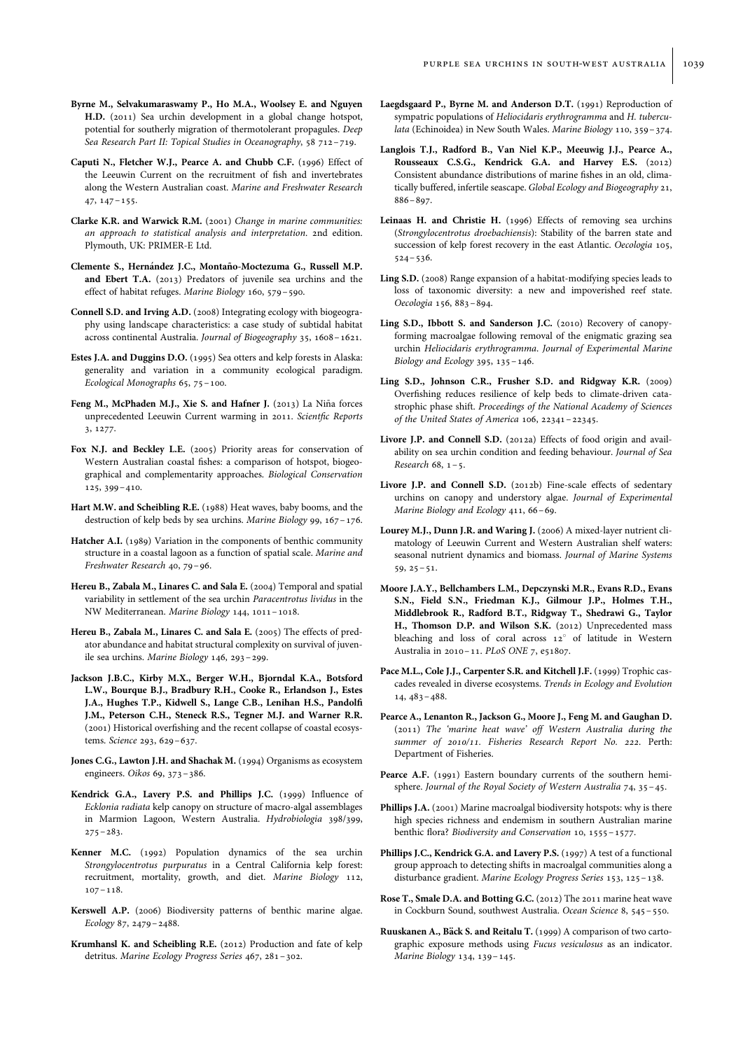**Byrne M., Selvakumaraswamy P., Ho M.A., Woolsey E. and Nguyen H.D.** (2011) Sea urchin development in a global change hotspot, potential for southerly migration of thermotolerant propagules. *Deep Sea Research Part II: Topical Studies in Oceanography*, 58 712–719.

**Caputi N., Fletcher W.J., Pearce A. and Chubb C.F.** (1996) Effect of the Leeuwin Current on the recruitment of fish and invertebrates along the Western Australian coast. *Marine and Freshwater Research* 47, 147–155.

**Clarke K.R. and Warwick R.M.** (2001) *Change in marine communities: an approach to statistical analysis and interpretation*. 2nd edition. Plymouth, UK: PRIMER-E Ltd.

**Clemente S., Hernández J.C., Montaño-Moctezuma G., Russell M.P. and Ebert T.A.** (2013) Predators of juvenile sea urchins and the effect of habitat refuges. *Marine Biology* 160, 579–590.

**Connell S.D. and Irving A.D.** (2008) Integrating ecology with biogeography using landscape characteristics: a case study of subtidal habitat across continental Australia. *Journal of Biogeography* 35, 1608–1621.

**Estes J.A. and Duggins D.O.** (1995) Sea otters and kelp forests in Alaska: generality and variation in a community ecological paradigm. *Ecological Monographs* 65, 75–100.

**Feng M., McPhaden M.J., Xie S. and Hafner J.** (2013) La Niña forces unprecedented Leeuwin Current warming in 2011. *Scientfic Reports* 3, 1277.

**Fox N.J. and Beckley L.E.** (2005) Priority areas for conservation of Western Australian coastal fishes: a comparison of hotspot, biogeographical and complementarity approaches. *Biological Conservation* 125, 399–410.

**Hart M.W. and Scheibling R.E.** (1988) Heat waves, baby booms, and the destruction of kelp beds by sea urchins. *Marine Biology* 99, 167–176.

**Hatcher A.I.** (1989) Variation in the components of benthic community structure in a coastal lagoon as a function of spatial scale. *Marine and Freshwater Research* 40, 79–96.

**Hereu B., Zabala M., Linares C. and Sala E.** (2004) Temporal and spatial variability in settlement of the sea urchin *Paracentrotus lividus* in the NW Mediterranean. *Marine Biology* 144, 1011–1018.

**Hereu B., Zabala M., Linares C. and Sala E.** (2005) The effects of predator abundance and habitat structural complexity on survival of juvenile sea urchins. *Marine Biology* 146, 293–299.

**Jackson J.B.C., Kirby M.X., Berger W.H., Bjorndal K.A., Botsford L.W., Bourque B.J., Bradbury R.H., Cooke R., Erlandson J., Estes J.A., Hughes T.P., Kidwell S., Lange C.B., Lenihan H.S., Pandolfi J.M., Peterson C.H., Steneck R.S., Tegner M.J. and Warner R.R.** (2001) Historical overfishing and the recent collapse of coastal ecosystems. *Science* 293, 629–637.

**Jones C.G., Lawton J.H. and Shachak M.** (1994) Organisms as ecosystem engineers. *Oikos* 69, 373–386.

**Kendrick G.A., Lavery P.S. and Phillips J.C.** (1999) Influence of *Ecklonia radiata* kelp canopy on structure of macro-algal assemblages in Marmion Lagoon, Western Australia. *Hydrobiologia* 398/399, 275–283.

**Kenner M.C.** (1992) Population dynamics of the sea urchin *Strongylocentrotus purpuratus* in a Central California kelp forest: recruitment, mortality, growth, and diet. *Marine Biology* 112, 107–118.

**Kerswell A.P.** (2006) Biodiversity patterns of benthic marine algae. *Ecology* 87, 2479–2488.

**Krumhansl K. and Scheibling R.E.** (2012) Production and fate of kelp detritus. *Marine Ecology Progress Series* 467, 281–302.

**Laegdsgaard P., Byrne M. and Anderson D.T.** (1991) Reproduction of sympatric populations of *Heliocidaris erythrogramma* and *H. tuberculata* (Echinoidea) in New South Wales. *Marine Biology* 110, 359–374.

**Langlois T.J., Radford B., Van Niel K.P., Meeuwig J.J., Pearce A., Rousseaux C.S.G., Kendrick G.A. and Harvey E.S.** (2012) Consistent abundance distributions of marine fishes in an old, climatically buffered, infertile seascape. *Global Ecology and Biogeography* 21, 886–897.

**Leinaas H. and Christie H.** (1996) Effects of removing sea urchins (*Strongylocentrotus droebachiensis*): Stability of the barren state and succession of kelp forest recovery in the east Atlantic. *Oecologia* 105, 524–536.

**Ling S.D.** (2008) Range expansion of a habitat-modifying species leads to loss of taxonomic diversity: a new and impoverished reef state. *Oecologia* 156, 883–894.

**Ling S.D., Ibbott S. and Sanderson J.C.** (2010) Recovery of canopy-forming macroalgae following removal of the enigmatic grazing sea urchin *Heliocidaris erythrogramma*. *Journal of Experimental Marine Biology and Ecology* 395, 135–146.

**Ling S.D., Johnson C.R., Frusher S.D. and Ridgway K.R.** (2009) Overfishing reduces resilience of kelp beds to climate-driven catastrophic phase shift. *Proceedings of the National Academy of Sciences of the United States of America* 106, 22341–22345.

**Livore J.P. and Connell S.D.** (2012a) Effects of food origin and availability on sea urchin condition and feeding behaviour. *Journal of Sea Research* 68, 1–5.

**Livore J.P. and Connell S.D.** (2012b) Fine-scale effects of sedentary urchins on canopy and understory algae. *Journal of Experimental Marine Biology and Ecology* 411, 66–69.

**Lourey M.J., Dunn J.R. and Waring J.** (2006) A mixed-layer nutrient climatology of Leeuwin Current and Western Australian shelf waters: seasonal nutrient dynamics and biomass. *Journal of Marine Systems* 59, 25–51.

**Moore J.A.Y., Bellchambers L.M., Depczynski M.R., Evans R.D., Evans S.N., Field S.N., Friedman K.J., Gilmour J.P., Holmes T.H., Middlebrook R., Radford B.T., Ridgway T., Shedrawi G., Taylor H., Thomson D.P. and Wilson S.K.** (2012) Unprecedented mass bleaching and loss of coral across 12° of latitude in Western Australia in 2010–11. *PLoS ONE* 7, e51807.

**Pace M.L., Cole J.J., Carpenter S.R. and Kitchell J.F.** (1999) Trophic cascades revealed in diverse ecosystems. *Trends in Ecology and Evolution* 14, 483–488.

**Pearce A., Lenanton R., Jackson G., Moore J., Feng M. and Gaughan D.** (2011) *The 'marine heat wave' off Western Australia during the summer of 2010/11. Fisheries Research Report No. 222*. Perth: Department of Fisheries.

**Pearce A.F.** (1991) Eastern boundary currents of the southern hemisphere. *Journal of the Royal Society of Western Australia* 74, 35–45.

**Phillips J.A.** (2001) Marine macroalgal biodiversity hotspots: why is there high species richness and endemism in southern Australian marine benthic flora? *Biodiversity and Conservation* 10, 1555–1577.

**Phillips J.C., Kendrick G.A. and Lavery P.S.** (1997) A test of a functional group approach to detecting shifts in macroalgal communities along a disturbance gradient. *Marine Ecology Progress Series* 153, 125–138.

**Rose T., Smale D.A. and Botting G.C.** (2012) The 2011 marine heat wave in Cockburn Sound, southwest Australia. *Ocean Science* 8, 545–550.

**Ruuskanen A., Bäck S. and Reitalu T.** (1999) A comparison of two cartographic exposure methods using *Fucus vesiculosus* as an indicator. *Marine Biology* 134, 139–145.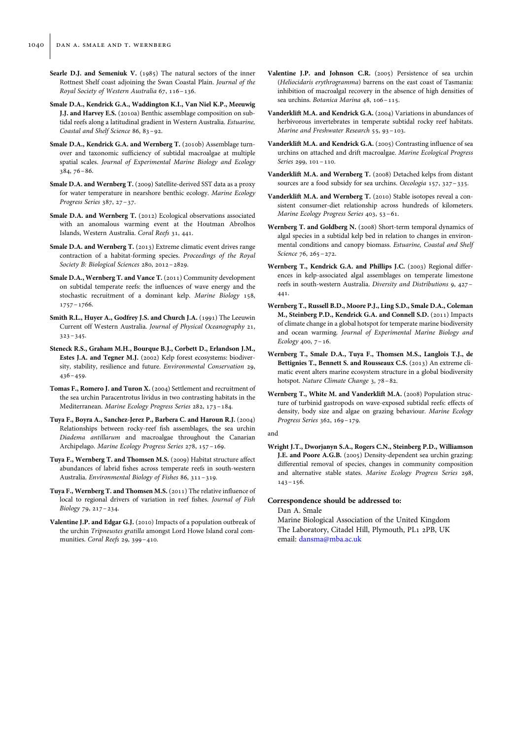**Searle D.J. and Semeniuk V.** (1985) The natural sectors of the inner Rottnest Shelf coast adjoining the Swan Coastal Plain. *Journal of the Royal Society of Western Australia* 67, 116–136.

**Smale D.A., Kendrick G.A., Waddington K.I., Van Niel K.P., Meeuwig J.J. and Harvey E.S.** (2010a) Benthic assemblage composition on subtidal reefs along a latitudinal gradient in Western Australia. *Estuarine, Coastal and Shelf Science* 86, 83–92.

**Smale D.A., Kendrick G.A. and Wernberg T.** (2010b) Assemblage turnover and taxonomic sufficiency of subtidal macroalgae at multiple spatial scales. *Journal of Experimental Marine Biology and Ecology* 384, 76–86.

**Smale D.A. and Wernberg T.** (2009) Satellite-derived SST data as a proxy for water temperature in nearshore benthic ecology. *Marine Ecology Progress Series* 387, 27–37.

**Smale D.A. and Wernberg T.** (2012) Ecological observations associated with an anomalous warming event at the Houtman Abrolhos Islands, Western Australia. *Coral Reefs* 31, 441.

**Smale D.A. and Wernberg T.** (2013) Extreme climatic event drives range contraction of a habitat-forming species. *Proceedings of the Royal Society B: Biological Sciences* 280, 2012–2829.

**Smale D.A., Wernberg T. and Vance T.** (2011) Community development on subtidal temperate reefs: the influences of wave energy and the stochastic recruitment of a dominant kelp. *Marine Biology* 158, 1757–1766.

**Smith R.L., Huyer A., Godfrey J.S. and Church J.A.** (1991) The Leeuwin Current off Western Australia. *Journal of Physical Oceanography* 21, 323–345.

**Steneck R.S., Graham M.H., Bourque B.J., Corbett D., Erlandson J.M., Estes J.A. and Tegner M.J.** (2002) Kelp forest ecosystems: biodiversity, stability, resilience and future. *Environmental Conservation* 29, 436–459.

**Tomas F., Romero J. and Turon X.** (2004) Settlement and recruitment of the sea urchin Paracentrotus lividus in two contrasting habitats in the Mediterranean. *Marine Ecology Progress Series* 282, 173–184.

**Tuya F., Boyra A., Sanchez-Jerez P., Barbera C. and Haroun R.J.** (2004) Relationships between rocky-reef fish assemblages, the sea urchin *Diadema antillarum* and macroalgae throughout the Canarian Archipelago. *Marine Ecology Progress Series* 278, 157–169.

**Tuya F., Wernberg T. and Thomsen M.S.** (2009) Habitat structure affect abundances of labrid fishes across temperate reefs in south-western Australia. *Environmental Biology of Fishes* 86, 311–319.

**Tuya F., Wernberg T. and Thomsen M.S.** (2011) The relative influence of local to regional drivers of variation in reef fishes. *Journal of Fish Biology* 79, 217–234.

**Valentine J.P. and Edgar G.J.** (2010) Impacts of a population outbreak of the urchin *Tripneustes gratilla* amongst Lord Howe Island coral communities. *Coral Reefs* 29, 399–410.

**Valentine J.P. and Johnson C.R.** (2005) Persistence of sea urchin (*Heliocidaris erythrogramma*) barrens on the east coast of Tasmania: inhibition of macroalgal recovery in the absence of high densities of sea urchins. *Botanica Marina* 48, 106–115.

**Vanderklift M.A. and Kendrick G.A.** (2004) Variations in abundances of herbivorous invertebrates in temperate subtidal rocky reef habitats. *Marine and Freshwater Research* 55, 93–103.

**Vanderklift M.A. and Kendrick G.A.** (2005) Contrasting influence of sea urchins on attached and drift macroalgae. *Marine Ecological Progress Series* 299, 101–110.

**Vanderklift M.A. and Wernberg T.** (2008) Detached kelps from distant sources are a food subsidy for sea urchins. *Oecologia* 157, 327–335.

**Vanderklift M.A. and Wernberg T.** (2010) Stable isotopes reveal a consistent consumer-diet relationship across hundreds of kilometers. *Marine Ecology Progress Series* 403, 53–61.

**Wernberg T. and Goldberg N.** (2008) Short-term temporal dynamics of algal species in a subtidal kelp bed in relation to changes in environmental conditions and canopy biomass. *Estuarine, Coastal and Shelf Science* 76, 265–272.

**Wernberg T., Kendrick G.A. and Phillips J.C.** (2003) Regional differences in kelp-associated algal assemblages on temperate limestone reefs in south-western Australia. *Diversity and Distributions* 9, 427–441.

**Wernberg T., Russell B.D., Moore P.J., Ling S.D., Smale D.A., Coleman M., Steinberg P.D., Kendrick G.A. and Connell S.D.** (2011) Impacts of climate change in a global hotspot for temperate marine biodiversity and ocean warming. *Journal of Experimental Marine Biology and Ecology* 400, 7–16.

**Wernberg T., Smale D.A., Tuya F., Thomsen M.S., Langlois T.J., de Bettignies T., Bennett S. and Rousseaux C.S.** (2013) An extreme climatic event alters marine ecosystem structure in a global biodiversity hotspot. *Nature Climate Change* 3, 78–82.

**Wernberg T., White M. and Vanderklift M.A.** (2008) Population structure of turbinid gastropods on wave-exposed subtidal reefs: effects of density, body size and algae on grazing behaviour. *Marine Ecology Progress Series* 362, 169–179.

and

**Wright J.T., Dworjanyn S.A., Rogers C.N., Steinberg P.D., Williamson J.E. and Poore A.G.B.** (2005) Density-dependent sea urchin grazing: differential removal of species, changes in community composition and alternative stable states. *Marine Ecology Progress Series* 298, 143–156.

**Correspondence should be addressed to:**

Dan A. Smale
Marine Biological Association of the United Kingdom
The Laboratory, Citadel Hill, Plymouth, PL1 2PB, UK
email: dansma@mba.ac.uk